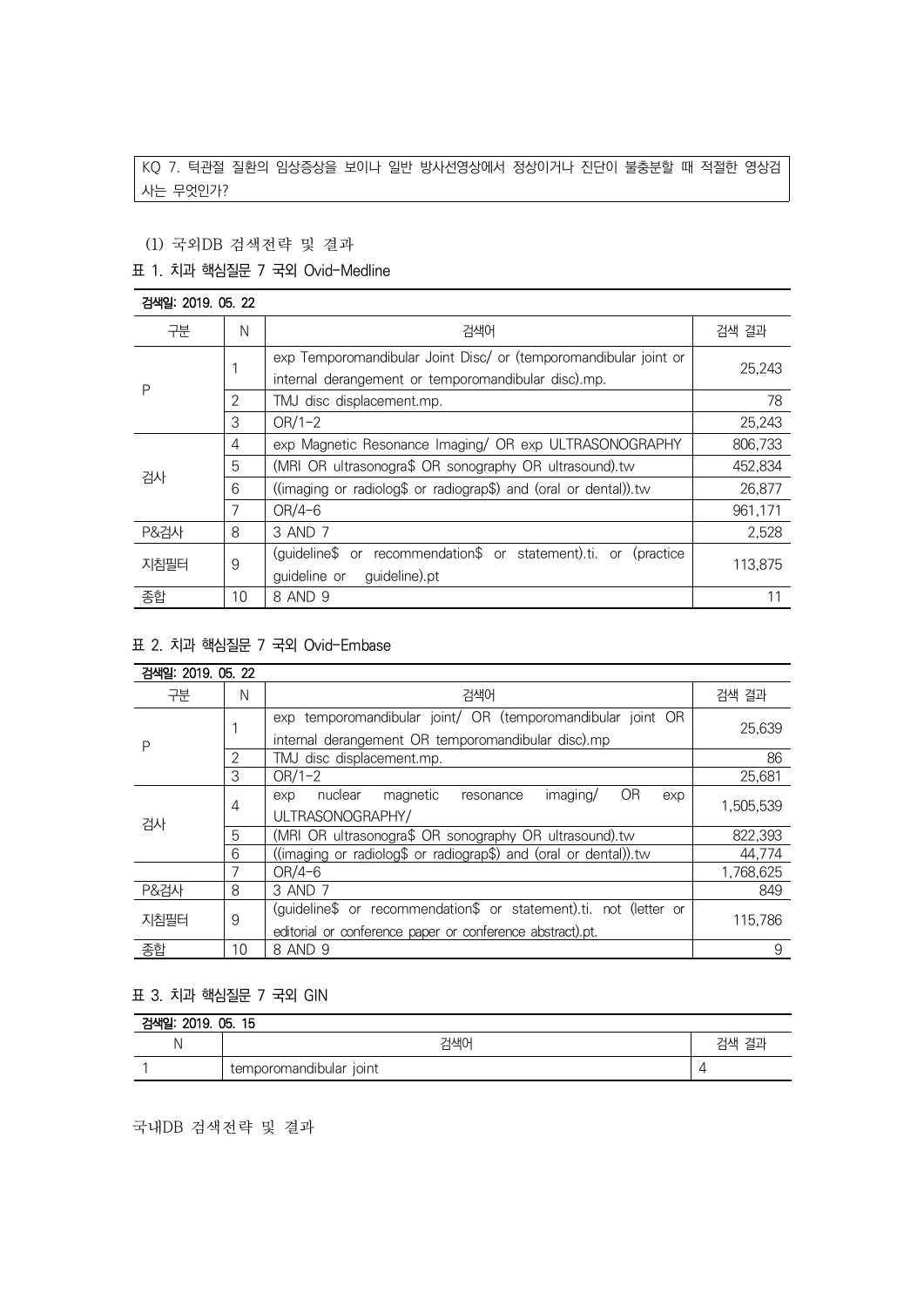KQ 7. 턱관절 질환의 임상증상을 보이나 일반 방사선영상에서 정상이거나 진단이 불충분할 때 적절한 영상검사는 무엇인가?

(1) 국외DB 검색전략 및 결과

표 1. 치과 핵심질문 7 국외 Ovid-Medline

| 검색일: 2019. 05. 22 | | | |
|---|---|---|---|
| 구분 | N | 검색어 | 검색 결과 |
| P | 1 | exp Temporomandibular Joint Disc/ or (temporomandibular joint or internal derangement or temporomandibular disc).mp. | 25,243 |
| | 2 | TMJ disc displacement.mp. | 78 |
| | 3 | OR/1-2 | 25,243 |
| 검사 | 4 | exp Magnetic Resonance Imaging/ OR exp ULTRASONOGRAPHY | 806,733 |
| | 5 | (MRI OR ultrasonogra$ OR sonography OR ultrasound).tw | 452,834 |
| | 6 | ((imaging or radiolog$ or radiograp$) and (oral or dental)).tw | 26,877 |
| | 7 | OR/4-6 | 961,171 |
| P&검사 | 8 | 3 AND 7 | 2,528 |
| 지침필터 | 9 | (guideline$ or recommendation$ or statement).ti. or (practice guideline or guideline).pt | 113,875 |
| 종합 | 10 | 8 AND 9 | 11 |

표 2. 치과 핵심질문 7 국외 Ovid-Embase

| 검색일: 2019. 05. 22 | | | |
|---|---|---|---|
| 구분 | N | 검색어 | 검색 결과 |
| P | 1 | exp temporomandibular joint/ OR (temporomandibular joint OR internal derangement OR temporomandibular disc).mp | 25,639 |
| | 2 | TMJ disc displacement.mp. | 86 |
| | 3 | OR/1-2 | 25,681 |
| 검사 | 4 | exp nuclear magnetic resonance imaging/ OR exp ULTRASONOGRAPHY/ | 1,505,539 |
| | 5 | (MRI OR ultrasonogra$ OR sonography OR ultrasound).tw | 822,393 |
| | 6 | ((imaging or radiolog$ or radiograp$) and (oral or dental)).tw | 44,774 |
| | 7 | OR/4-6 | 1,768,625 |
| P&검사 | 8 | 3 AND 7 | 849 |
| 지침필터 | 9 | (guideline$ or recommendation$ or statement).ti. not (letter or editorial or conference paper or conference abstract).pt. | 115,786 |
| 종합 | 10 | 8 AND 9 | 9 |

표 3. 치과 핵심질문 7 국외 GIN

| 검색일: 2019. 05. 15 | | |
|---|---|---|
| N | 검색어 | 검색 결과 |
| 1 | temporomandibular joint | 4 |

국내DB 검색전략 및 결과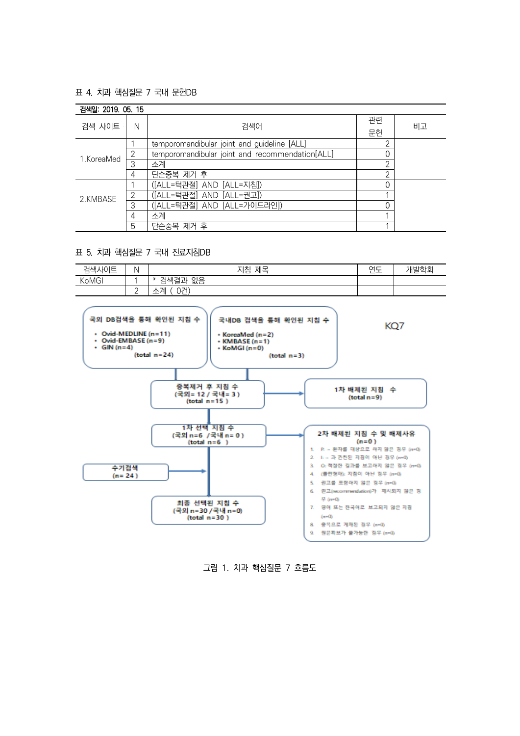표 4. 치과 핵심질문 7 국내 문헌DB

검색일: 2019. 05. 15

| 검색 사이트 | N | 검색어 | 관련 문헌 | 비고 |
|---|---|---|---|---|
| 1.KoreaMed | 1 | temporomandibular joint and guideline [ALL] | 2 | |
| | 2 | temporomandibular joint and recommendation[ALL] | 0 | |
| | 3 | 소계 | 2 | |
| | 4 | 단순중복 제거 후 | 2 | |
| 2.KMBASE | 1 | ([ALL=턱관절] AND [ALL=지침]) | 0 | |
| | 2 | ([ALL=턱관절] AND [ALL=권고]) | 1 | |
| | 3 | ([ALL=턱관절] AND [ALL=가이드라인]) | 0 | |
| | 4 | 소계 | 1 | |
| | 5 | 단순중복 제거 후 | 1 | |

표 5. 치과 핵심질문 7 국내 진료지침DB

| 검색사이트 | N | 지침 제목 | 연도 | 개발학회 |
|---|---|---|---|---|
| KoMGI | 1 | * 검색결과 없음 | | |
| | 2 | 소계 ( 0건) | | |

KQ7

국외 DB검색을 통해 확인된 지침 수
- Ovid-MEDLINE (n=11)
- Ovid-EMBASE (n=9)
- GIN (n=4)

(total n=24)

국내DB 검색을 통해 확인된 지침 수
- KoreaMed (n=2)
- KMBASE (n=1)
- KoMGI (n=0)

(total n=3)

중복제거 후 지침 수
(국외= 12 / 국내= 3 )
(total n=15 )

1차 배제된 지침 수
(total n=9)

1차 선택 지침 수
(국외 n=6 /국내 n= 0 )
(total n=6 )

2차 배제된 지침 수 및 배제사유
(n=0 )
1. P: - 환자를 대상으로 하지 않은 경우 (n=0)
2. I: - 과 관련된 지침이 아닌 경우 (n=0)
3. O: 적절한 결과를 보고하지 않은 경우 (n=0)
4. (출판형태): 지침이 아닌 경우 (n=0)
5. 권고를 포함하지 않은 경우 (n=0)
6. 권고(recommendation)가 제시되지 않은 경우 (n=0)
7. 영어 또는 한국어로 보고되지 않은 지침 (n=0)
8. 중복으로 게재된 경우 (n=0)
9. 원문확보가 불가능한 경우 (n=0)

수기검색
(n= 24 )

최종 선택된 지침 수
(국외 n=30 /국내 n=0)
(total n=30 )

그림 1. 치과 핵심질문 7 흐름도